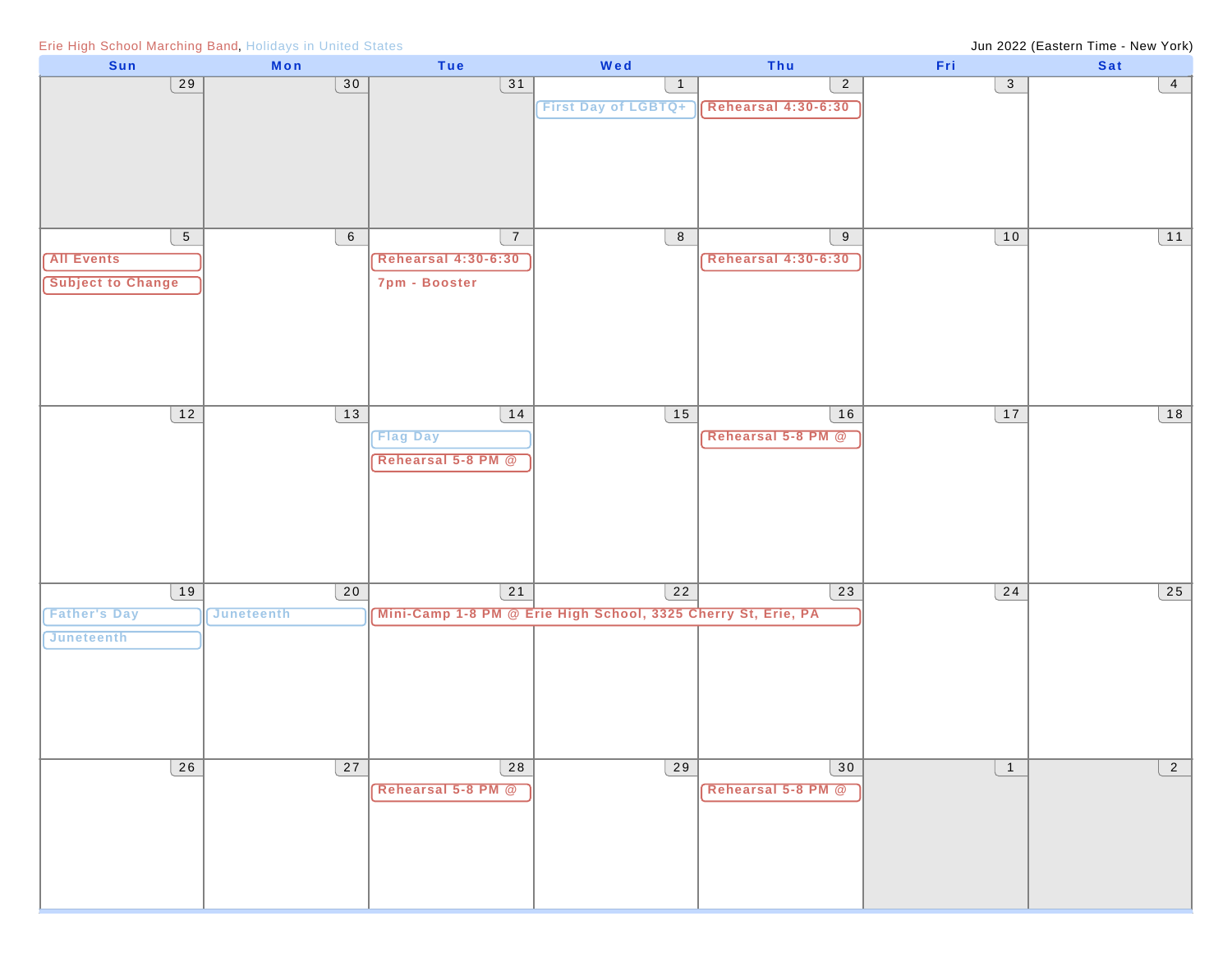Erie High School Marching Band, Holidays in United States

Jun 2022 (Eastern Time - New York)

| Sun | Mon | Tue | Wed | Thu | Fri | Sat |
|---|---|---|---|---|---|---|
| 29 | 30 | 31 | 1<br>First Day of LGBTQ+ | 2<br>Rehearsal 4:30-6:30 | 3 | 4 |
| 5<br>All Events<br>Subject to Change | 6 | 7<br>Rehearsal 4:30-6:30<br>7pm - Booster | 8 | 9<br>Rehearsal 4:30-6:30 | 10 | 11 |
| 12 | 13 | 14<br>Flag Day<br>Rehearsal 5-8 PM @ | 15 | 16<br>Rehearsal 5-8 PM @ | 17 | 18 |
| 19<br>Father's Day<br>Juneteenth | 20<br>Juneteenth | 21<br>Mini-Camp 1-8 PM @ Erie High School, 3325 Cherry St, Erie, PA | 22<br>Mini-Camp (cont.) | 23<br>Mini-Camp (cont.) | 24 | 25 |
| 26 | 27 | 28<br>Rehearsal 5-8 PM @ | 29 | 30<br>Rehearsal 5-8 PM @ | 1 | 2 |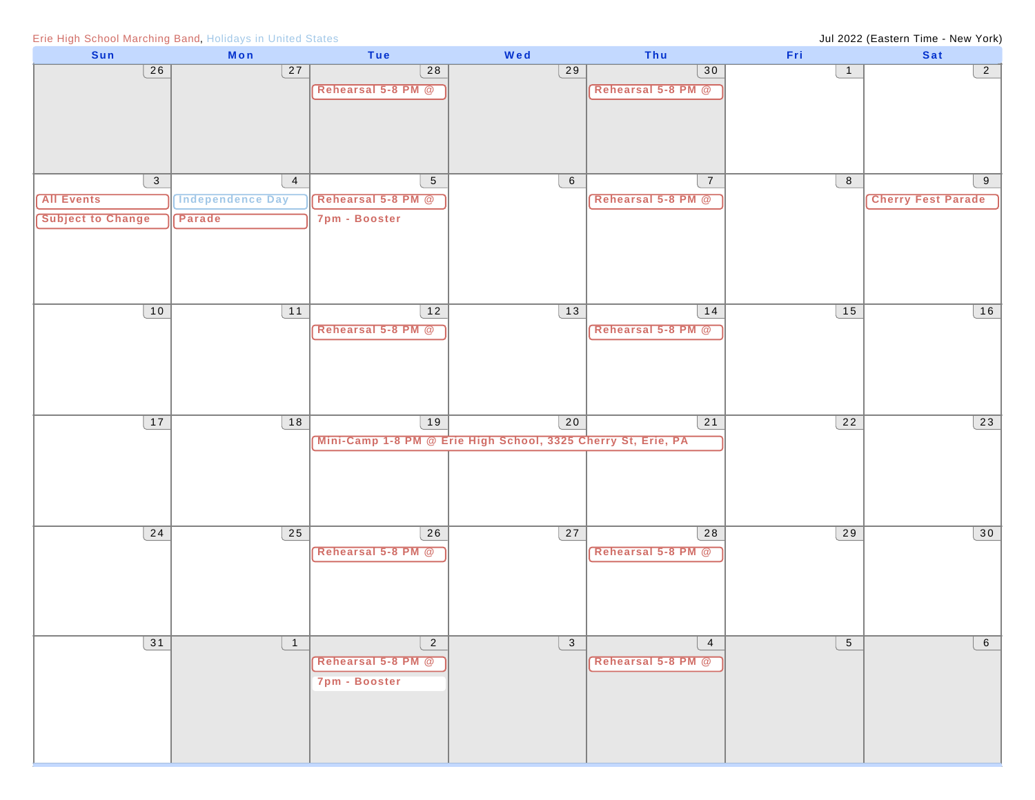Erie High School Marching Band, Holidays in United States

Jul 2022 (Eastern Time - New York)

| Sun | Mon | Tue | Wed | Thu | Fri | Sat |
|---|---|---|---|---|---|---|
| 26 | 27 | 28<br>Rehearsal 5-8 PM @ | 29 | 30<br>Rehearsal 5-8 PM @ | 1 | 2 |
| 3<br>All Events<br>Subject to Change | 4<br>Independence Day<br>Parade | 5<br>Rehearsal 5-8 PM @<br>7pm - Booster | 6 | 7<br>Rehearsal 5-8 PM @ | 8 | 9<br>Cherry Fest Parade |
| 10 | 11 | 12<br>Rehearsal 5-8 PM @ | 13 | 14<br>Rehearsal 5-8 PM @ | 15 | 16 |
| 17 | 18 | 19<br>Mini-Camp 1-8 PM @ Erie High School, 3325 Cherry St, Erie, PA | 20 | 21 | 22 | 23 |
| 24 | 25 | 26<br>Rehearsal 5-8 PM @ | 27 | 28<br>Rehearsal 5-8 PM @ | 29 | 30 |
| 31 | 1 | 2<br>Rehearsal 5-8 PM @<br>7pm - Booster | 3 | 4<br>Rehearsal 5-8 PM @ | 5 | 6 |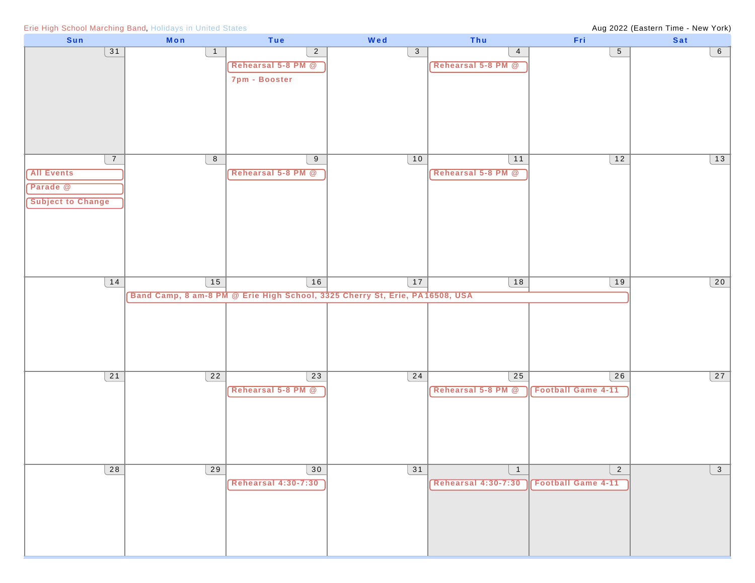Erie High School Marching Band, Holidays in United States

Aug 2022 (Eastern Time - New York)

| Sun | Mon | Tue | Wed | Thu | Fri | Sat |
|---|---|---|---|---|---|---|
| 31 | 1 | 2<br>Rehearsal 5-8 PM @<br>7pm - Booster | 3 | 4<br>Rehearsal 5-8 PM @ | 5 | 6 |
| 7<br>All Events<br>Parade @<br>Subject to Change | 8 | 9<br>Rehearsal 5-8 PM @ | 10 | 11<br>Rehearsal 5-8 PM @ | 12 | 13 |
| 14 | 15<br>Band Camp, 8 am-8 PM @ Erie High School, 3325 Cherry St, Erie, PA16508, USA | 16<br>Band Camp (continued) | 17<br>Band Camp (continued) | 18<br>Band Camp (continued) | 19<br>Band Camp (continued) | 20 |
| 21 | 22 | 23<br>Rehearsal 5-8 PM @ | 24 | 25<br>Rehearsal 5-8 PM @ | 26<br>Football Game 4-11 | 27 |
| 28 | 29 | 30<br>Rehearsal 4:30-7:30 | 31 | 1<br>Rehearsal 4:30-7:30 | 2<br>Football Game 4-11 | 3 |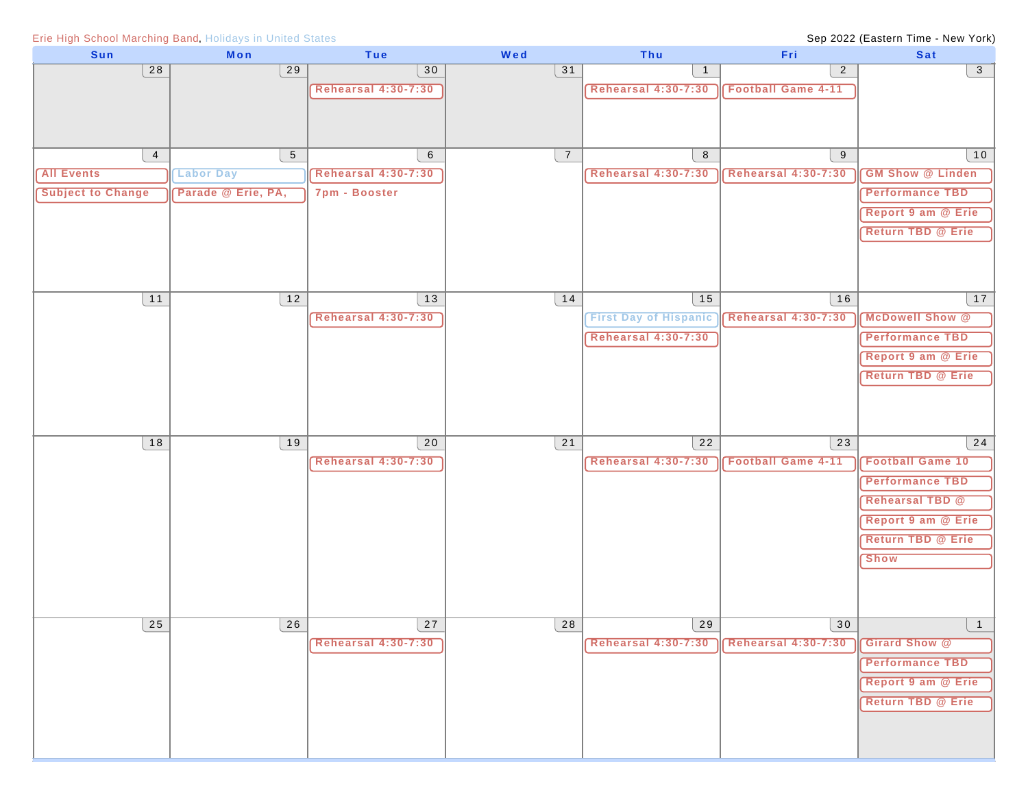Erie High School Marching Band, Holidays in United States

Sep 2022 (Eastern Time - New York)

| Sun | Mon | Tue | Wed | Thu | Fri | Sat |
|---|---|---|---|---|---|---|
| 28 | 29 | 30<br>Rehearsal 4:30-7:30 | 31 | 1<br>Rehearsal 4:30-7:30 | 2<br>Football Game 4-11 | 3 |
| 4<br>All Events<br>Subject to Change | 5<br>Labor Day<br>Parade @ Erie, PA, | 6<br>Rehearsal 4:30-7:30<br>7pm - Booster | 7 | 8<br>Rehearsal 4:30-7:30 | 9<br>Rehearsal 4:30-7:30 | 10<br>GM Show @ Linden<br>Performance TBD<br>Report 9 am @ Erie<br>Return TBD @ Erie |
| 11 | 12 | 13<br>Rehearsal 4:30-7:30 | 14 | 15<br>First Day of Hispanic<br>Rehearsal 4:30-7:30 | 16<br>Rehearsal 4:30-7:30 | 17<br>McDowell Show @<br>Performance TBD<br>Report 9 am @ Erie<br>Return TBD @ Erie |
| 18 | 19 | 20<br>Rehearsal 4:30-7:30 | 21 | 22<br>Rehearsal 4:30-7:30 | 23<br>Football Game 4-11 | 24<br>Football Game 10<br>Performance TBD<br>Rehearsal TBD @<br>Report 9 am @ Erie<br>Return TBD @ Erie<br>Show |
| 25 | 26 | 27<br>Rehearsal 4:30-7:30 | 28 | 29<br>Rehearsal 4:30-7:30 | 30<br>Rehearsal 4:30-7:30 | 1<br>Girard Show @<br>Performance TBD<br>Report 9 am @ Erie<br>Return TBD @ Erie |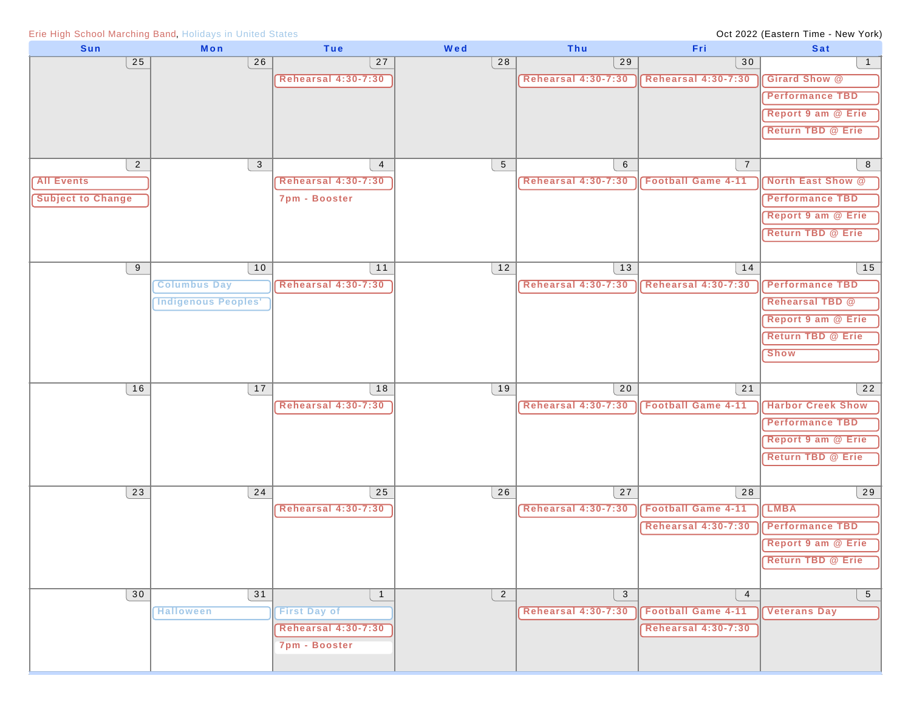Erie High School Marching Band, Holidays in United States

Oct 2022 (Eastern Time - New York)

| Sun | Mon | Tue | Wed | Thu | Fri | Sat |
|---|---|---|---|---|---|---|
| 25 | 26 | 27<br>Rehearsal 4:30-7:30 | 28 | 29<br>Rehearsal 4:30-7:30 | 30<br>Rehearsal 4:30-7:30 | 1<br>Girard Show @<br>Performance TBD<br>Report 9 am @ Erie<br>Return TBD @ Erie |
| 2<br>All Events<br>Subject to Change | 3 | 4<br>Rehearsal 4:30-7:30<br>7pm - Booster | 5 | 6<br>Rehearsal 4:30-7:30 | 7<br>Football Game 4-11 | 8<br>North East Show @<br>Performance TBD<br>Report 9 am @ Erie<br>Return TBD @ Erie |
| 9 | 10<br>Columbus Day<br>Indigenous Peoples' | 11<br>Rehearsal 4:30-7:30 | 12 | 13<br>Rehearsal 4:30-7:30 | 14<br>Rehearsal 4:30-7:30 | 15<br>Performance TBD<br>Rehearsal TBD @<br>Report 9 am @ Erie<br>Return TBD @ Erie<br>Show |
| 16 | 17 | 18<br>Rehearsal 4:30-7:30 | 19 | 20<br>Rehearsal 4:30-7:30 | 21<br>Football Game 4-11 | 22<br>Harbor Creek Show<br>Performance TBD<br>Report 9 am @ Erie<br>Return TBD @ Erie |
| 23 | 24 | 25<br>Rehearsal 4:30-7:30 | 26 | 27<br>Rehearsal 4:30-7:30 | 28<br>Football Game 4-11<br>Rehearsal 4:30-7:30 | 29<br>LMBA<br>Performance TBD<br>Report 9 am @ Erie<br>Return TBD @ Erie |
| 30 | 31<br>Halloween | 1<br>First Day of<br>Rehearsal 4:30-7:30<br>7pm - Booster | 2 | 3<br>Rehearsal 4:30-7:30 | 4<br>Football Game 4-11<br>Rehearsal 4:30-7:30 | 5<br>Veterans Day |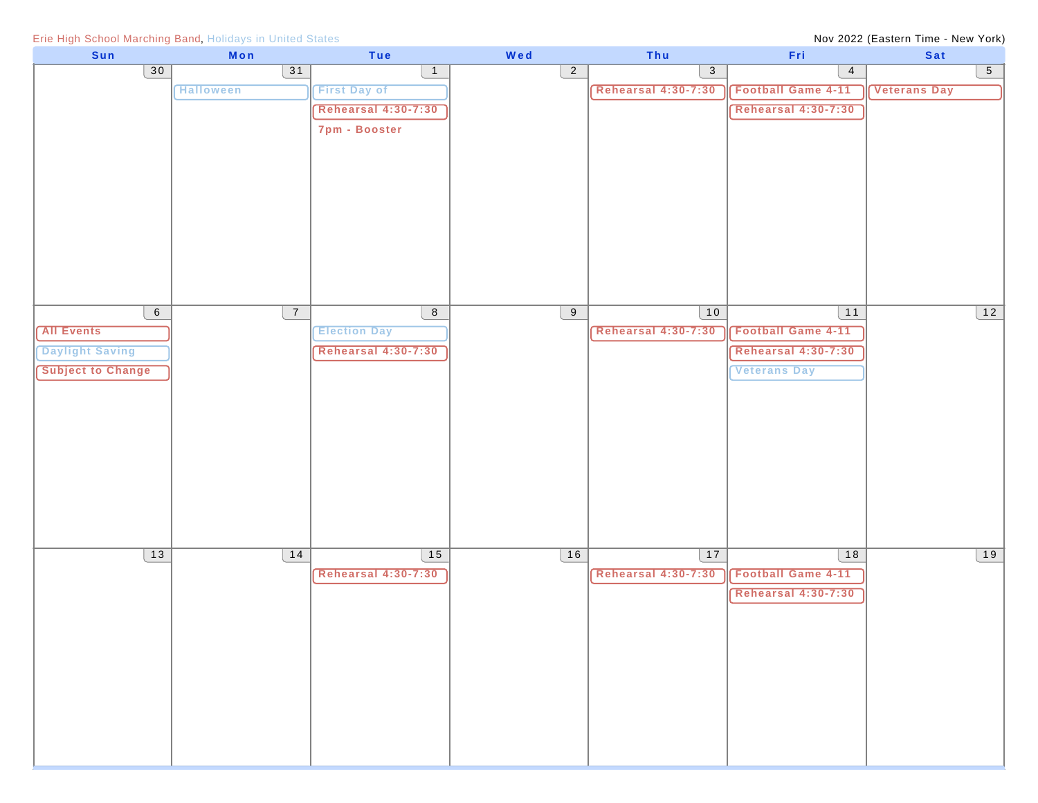Erie High School Marching Band, Holidays in United States

Nov 2022 (Eastern Time - New York)

| Sun | Mon | Tue | Wed | Thu | Fri | Sat |
|---|---|---|---|---|---|---|
| 30 | 31<br>Halloween | 1<br>First Day of<br>Rehearsal 4:30-7:30<br>7pm - Booster | 2 | 3<br>Rehearsal 4:30-7:30 | 4<br>Football Game 4-11<br>Rehearsal 4:30-7:30 | 5<br>Veterans Day |
| 6<br>All Events<br>Daylight Saving<br>Subject to Change | 7 | 8<br>Election Day<br>Rehearsal 4:30-7:30 | 9 | 10<br>Rehearsal 4:30-7:30 | 11<br>Football Game 4-11<br>Rehearsal 4:30-7:30<br>Veterans Day | 12 |
| 13 | 14 | 15<br>Rehearsal 4:30-7:30 | 16 | 17<br>Rehearsal 4:30-7:30 | 18<br>Football Game 4-11<br>Rehearsal 4:30-7:30 | 19 |